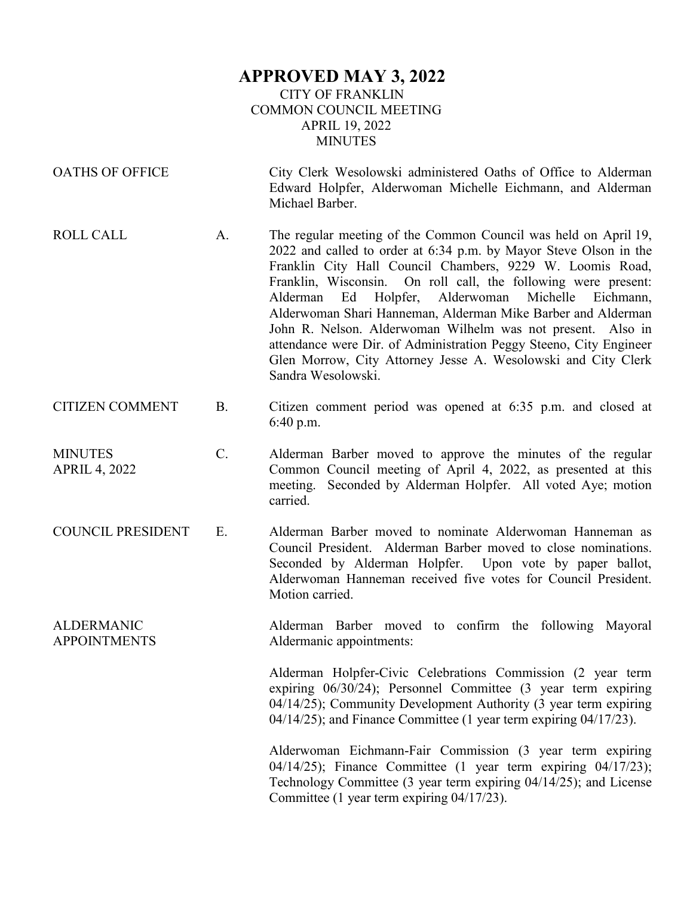# APPROVED MAY 3, 2022

CITY OF FRANKLIN
COMMON COUNCIL MEETING
APRIL 19, 2022
MINUTES

**OATHS OF OFFICE**

City Clerk Wesolowski administered Oaths of Office to Alderman Edward Holpfer, Alderwoman Michelle Eichmann, and Alderman Michael Barber.

**ROLL CALL** A.

The regular meeting of the Common Council was held on April 19, 2022 and called to order at 6:34 p.m. by Mayor Steve Olson in the Franklin City Hall Council Chambers, 9229 W. Loomis Road, Franklin, Wisconsin. On roll call, the following were present: Alderman Ed Holpfer, Alderwoman Michelle Eichmann, Alderwoman Shari Hanneman, Alderman Mike Barber and Alderman John R. Nelson. Alderwoman Wilhelm was not present. Also in attendance were Dir. of Administration Peggy Steeno, City Engineer Glen Morrow, City Attorney Jesse A. Wesolowski and City Clerk Sandra Wesolowski.

**CITIZEN COMMENT** B.

Citizen comment period was opened at 6:35 p.m. and closed at 6:40 p.m.

**MINUTES APRIL 4, 2022** C.

Alderman Barber moved to approve the minutes of the regular Common Council meeting of April 4, 2022, as presented at this meeting. Seconded by Alderman Holpfer. All voted Aye; motion carried.

**COUNCIL PRESIDENT** E.

Alderman Barber moved to nominate Alderwoman Hanneman as Council President. Alderman Barber moved to close nominations. Seconded by Alderman Holpfer. Upon vote by paper ballot, Alderwoman Hanneman received five votes for Council President. Motion carried.

**ALDERMANIC APPOINTMENTS**

Alderman Barber moved to confirm the following Mayoral Aldermanic appointments:

Alderman Holpfer-Civic Celebrations Commission (2 year term expiring 06/30/24); Personnel Committee (3 year term expiring 04/14/25); Community Development Authority (3 year term expiring 04/14/25); and Finance Committee (1 year term expiring 04/17/23).

Alderwoman Eichmann-Fair Commission (3 year term expiring 04/14/25); Finance Committee (1 year term expiring 04/17/23); Technology Committee (3 year term expiring 04/14/25); and License Committee (1 year term expiring 04/17/23).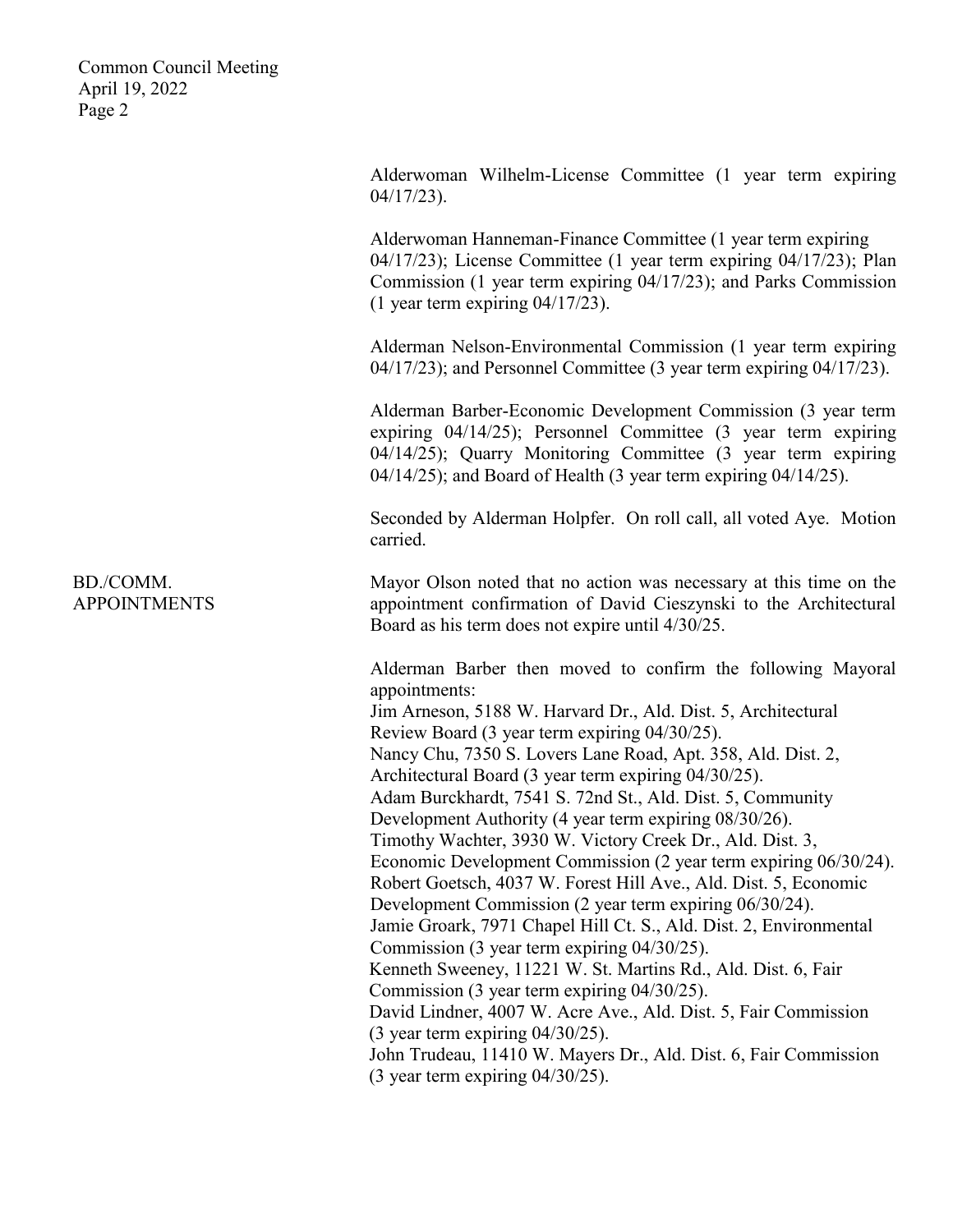Alderwoman Wilhelm-License Committee (1 year term expiring 04/17/23).

Alderwoman Hanneman-Finance Committee (1 year term expiring 04/17/23); License Committee (1 year term expiring 04/17/23); Plan Commission (1 year term expiring 04/17/23); and Parks Commission (1 year term expiring 04/17/23).

Alderman Nelson-Environmental Commission (1 year term expiring 04/17/23); and Personnel Committee (3 year term expiring 04/17/23).

Alderman Barber-Economic Development Commission (3 year term expiring 04/14/25); Personnel Committee (3 year term expiring 04/14/25); Quarry Monitoring Committee (3 year term expiring 04/14/25); and Board of Health (3 year term expiring 04/14/25).

Seconded by Alderman Holpfer. On roll call, all voted Aye. Motion carried.

**BD./COMM. APPOINTMENTS**

Mayor Olson noted that no action was necessary at this time on the appointment confirmation of David Cieszynski to the Architectural Board as his term does not expire until 4/30/25.

Alderman Barber then moved to confirm the following Mayoral appointments:
Jim Arneson, 5188 W. Harvard Dr., Ald. Dist. 5, Architectural Review Board (3 year term expiring 04/30/25).
Nancy Chu, 7350 S. Lovers Lane Road, Apt. 358, Ald. Dist. 2, Architectural Board (3 year term expiring 04/30/25).
Adam Burckhardt, 7541 S. 72nd St., Ald. Dist. 5, Community Development Authority (4 year term expiring 08/30/26).
Timothy Wachter, 3930 W. Victory Creek Dr., Ald. Dist. 3, Economic Development Commission (2 year term expiring 06/30/24).
Robert Goetsch, 4037 W. Forest Hill Ave., Ald. Dist. 5, Economic Development Commission (2 year term expiring 06/30/24).
Jamie Groark, 7971 Chapel Hill Ct. S., Ald. Dist. 2, Environmental Commission (3 year term expiring 04/30/25).
Kenneth Sweeney, 11221 W. St. Martins Rd., Ald. Dist. 6, Fair Commission (3 year term expiring 04/30/25).
David Lindner, 4007 W. Acre Ave., Ald. Dist. 5, Fair Commission (3 year term expiring 04/30/25).
John Trudeau, 11410 W. Mayers Dr., Ald. Dist. 6, Fair Commission (3 year term expiring 04/30/25).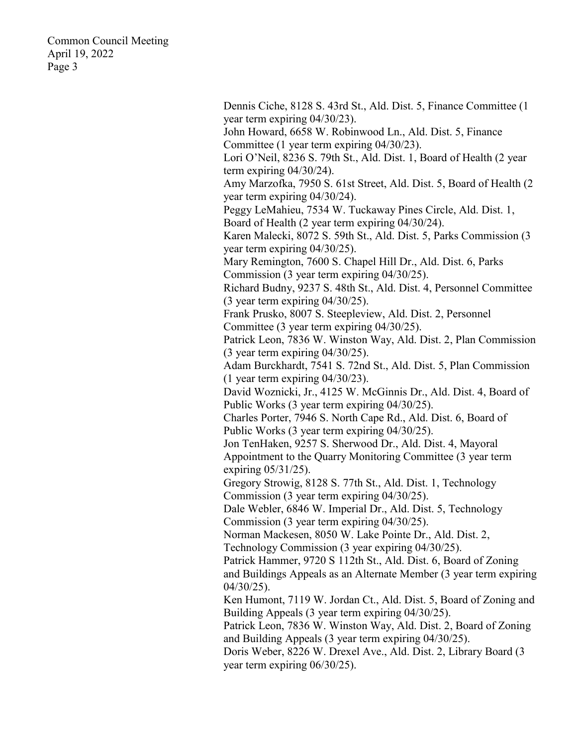Dennis Ciche, 8128 S. 43rd St., Ald. Dist. 5, Finance Committee (1 year term expiring 04/30/23).
John Howard, 6658 W. Robinwood Ln., Ald. Dist. 5, Finance Committee (1 year term expiring 04/30/23).
Lori O'Neil, 8236 S. 79th St., Ald. Dist. 1, Board of Health (2 year term expiring 04/30/24).
Amy Marzofka, 7950 S. 61st Street, Ald. Dist. 5, Board of Health (2 year term expiring 04/30/24).
Peggy LeMahieu, 7534 W. Tuckaway Pines Circle, Ald. Dist. 1, Board of Health (2 year term expiring 04/30/24).
Karen Malecki, 8072 S. 59th St., Ald. Dist. 5, Parks Commission (3 year term expiring 04/30/25).
Mary Remington, 7600 S. Chapel Hill Dr., Ald. Dist. 6, Parks Commission (3 year term expiring 04/30/25).
Richard Budny, 9237 S. 48th St., Ald. Dist. 4, Personnel Committee (3 year term expiring 04/30/25).
Frank Prusko, 8007 S. Steepleview, Ald. Dist. 2, Personnel Committee (3 year term expiring 04/30/25).
Patrick Leon, 7836 W. Winston Way, Ald. Dist. 2, Plan Commission (3 year term expiring 04/30/25).
Adam Burckhardt, 7541 S. 72nd St., Ald. Dist. 5, Plan Commission (1 year term expiring 04/30/23).
David Woznicki, Jr., 4125 W. McGinnis Dr., Ald. Dist. 4, Board of Public Works (3 year term expiring 04/30/25).
Charles Porter, 7946 S. North Cape Rd., Ald. Dist. 6, Board of Public Works (3 year term expiring 04/30/25).
Jon TenHaken, 9257 S. Sherwood Dr., Ald. Dist. 4, Mayoral Appointment to the Quarry Monitoring Committee (3 year term expiring 05/31/25).
Gregory Strowig, 8128 S. 77th St., Ald. Dist. 1, Technology Commission (3 year term expiring 04/30/25).
Dale Webler, 6846 W. Imperial Dr., Ald. Dist. 5, Technology Commission (3 year term expiring 04/30/25).
Norman Mackesen, 8050 W. Lake Pointe Dr., Ald. Dist. 2, Technology Commission (3 year expiring 04/30/25).
Patrick Hammer, 9720 S 112th St., Ald. Dist. 6, Board of Zoning and Buildings Appeals as an Alternate Member (3 year term expiring 04/30/25).
Ken Humont, 7119 W. Jordan Ct., Ald. Dist. 5, Board of Zoning and Building Appeals (3 year term expiring 04/30/25).
Patrick Leon, 7836 W. Winston Way, Ald. Dist. 2, Board of Zoning and Building Appeals (3 year term expiring 04/30/25).
Doris Weber, 8226 W. Drexel Ave., Ald. Dist. 2, Library Board (3 year term expiring 06/30/25).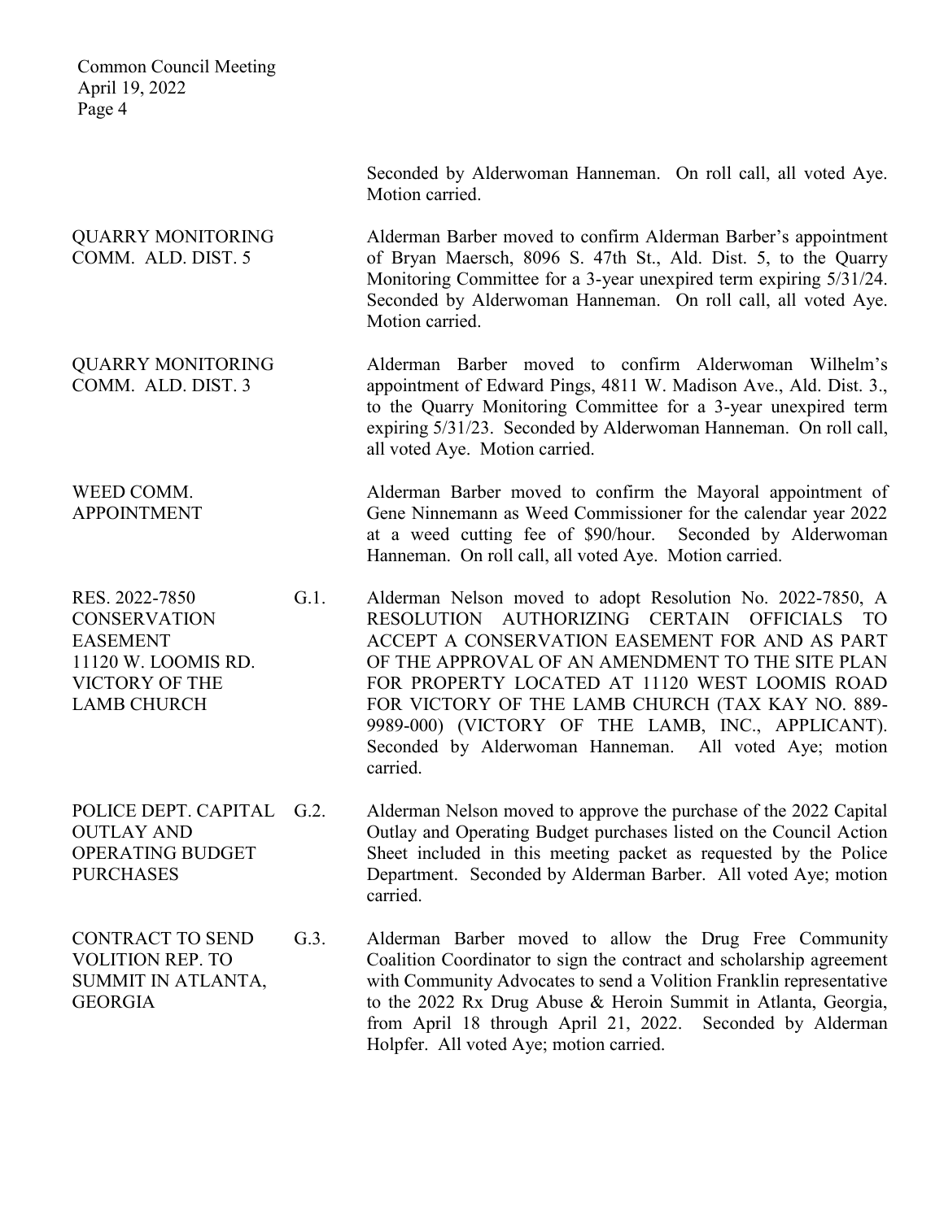Seconded by Alderwoman Hanneman. On roll call, all voted Aye. Motion carried.

**QUARRY MONITORING COMM. ALD. DIST. 5**

Alderman Barber moved to confirm Alderman Barber's appointment of Bryan Maersch, 8096 S. 47th St., Ald. Dist. 5, to the Quarry Monitoring Committee for a 3-year unexpired term expiring 5/31/24. Seconded by Alderwoman Hanneman. On roll call, all voted Aye. Motion carried.

**QUARRY MONITORING COMM. ALD. DIST. 3**

Alderman Barber moved to confirm Alderwoman Wilhelm's appointment of Edward Pings, 4811 W. Madison Ave., Ald. Dist. 3., to the Quarry Monitoring Committee for a 3-year unexpired term expiring 5/31/23. Seconded by Alderwoman Hanneman. On roll call, all voted Aye. Motion carried.

**WEED COMM. APPOINTMENT**

Alderman Barber moved to confirm the Mayoral appointment of Gene Ninnemann as Weed Commissioner for the calendar year 2022 at a weed cutting fee of $90/hour. Seconded by Alderwoman Hanneman. On roll call, all voted Aye. Motion carried.

**RES. 2022-7850 CONSERVATION EASEMENT 11120 W. LOOMIS RD. VICTORY OF THE LAMB CHURCH**

G.1. Alderman Nelson moved to adopt Resolution No. 2022-7850, A RESOLUTION AUTHORIZING CERTAIN OFFICIALS TO ACCEPT A CONSERVATION EASEMENT FOR AND AS PART OF THE APPROVAL OF AN AMENDMENT TO THE SITE PLAN FOR PROPERTY LOCATED AT 11120 WEST LOOMIS ROAD FOR VICTORY OF THE LAMB CHURCH (TAX KAY NO. 889-9989-000) (VICTORY OF THE LAMB, INC., APPLICANT). Seconded by Alderwoman Hanneman. All voted Aye; motion carried.

**POLICE DEPT. CAPITAL OUTLAY AND OPERATING BUDGET PURCHASES**

G.2. Alderman Nelson moved to approve the purchase of the 2022 Capital Outlay and Operating Budget purchases listed on the Council Action Sheet included in this meeting packet as requested by the Police Department. Seconded by Alderman Barber. All voted Aye; motion carried.

**CONTRACT TO SEND VOLITION REP. TO SUMMIT IN ATLANTA, GEORGIA**

G.3. Alderman Barber moved to allow the Drug Free Community Coalition Coordinator to sign the contract and scholarship agreement with Community Advocates to send a Volition Franklin representative to the 2022 Rx Drug Abuse & Heroin Summit in Atlanta, Georgia, from April 18 through April 21, 2022. Seconded by Alderman Holpfer. All voted Aye; motion carried.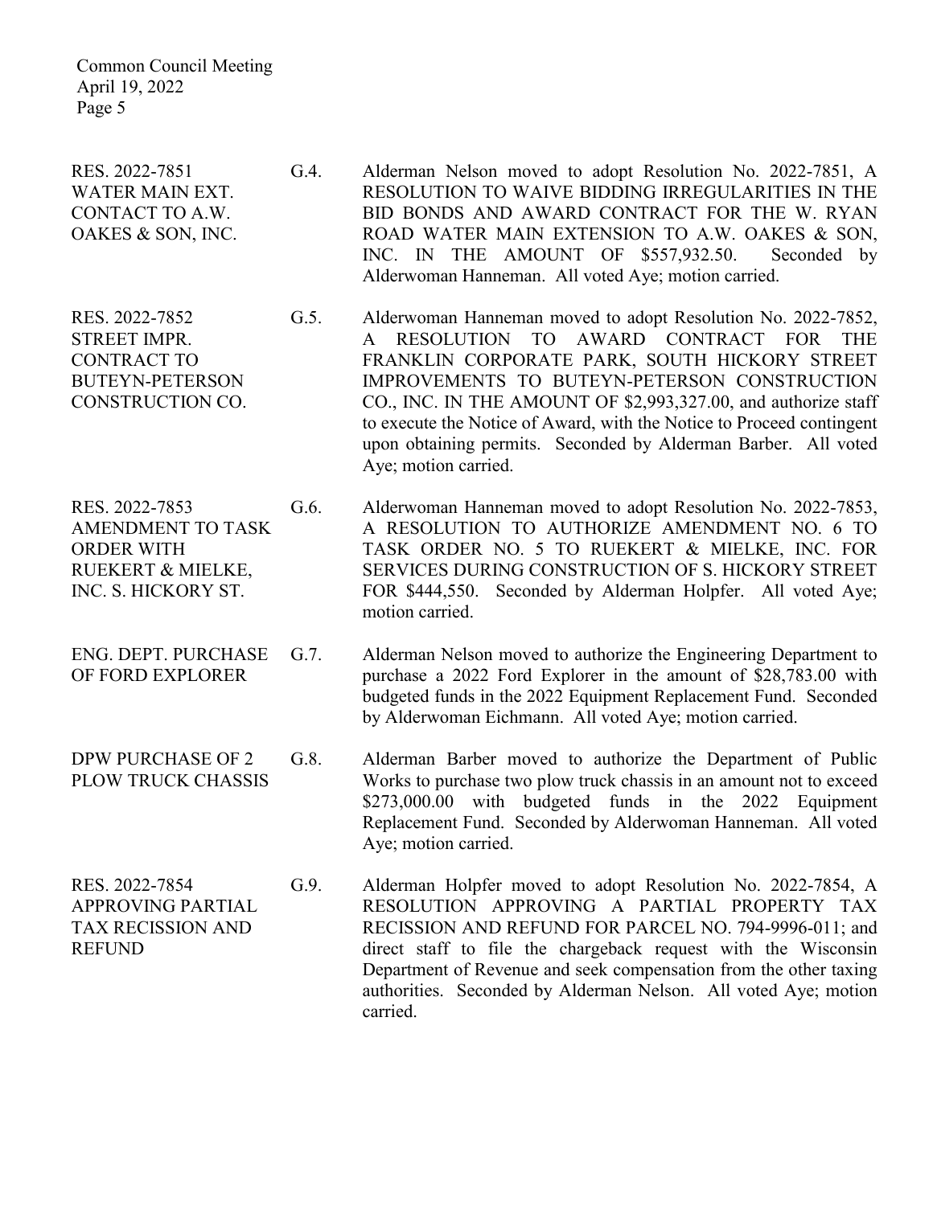RES. 2022-7851 WATER MAIN EXT. CONTACT TO A.W. OAKES & SON, INC.

G.4. Alderman Nelson moved to adopt Resolution No. 2022-7851, A RESOLUTION TO WAIVE BIDDING IRREGULARITIES IN THE BID BONDS AND AWARD CONTRACT FOR THE W. RYAN ROAD WATER MAIN EXTENSION TO A.W. OAKES & SON, INC. IN THE AMOUNT OF $557,932.50. Seconded by Alderwoman Hanneman. All voted Aye; motion carried.

RES. 2022-7852 STREET IMPR. CONTRACT TO BUTEYN-PETERSON CONSTRUCTION CO.

G.5. Alderwoman Hanneman moved to adopt Resolution No. 2022-7852, A RESOLUTION TO AWARD CONTRACT FOR THE FRANKLIN CORPORATE PARK, SOUTH HICKORY STREET IMPROVEMENTS TO BUTEYN-PETERSON CONSTRUCTION CO., INC. IN THE AMOUNT OF $2,993,327.00, and authorize staff to execute the Notice of Award, with the Notice to Proceed contingent upon obtaining permits. Seconded by Alderman Barber. All voted Aye; motion carried.

RES. 2022-7853 AMENDMENT TO TASK ORDER WITH RUEKERT & MIELKE, INC. S. HICKORY ST.

G.6. Alderwoman Hanneman moved to adopt Resolution No. 2022-7853, A RESOLUTION TO AUTHORIZE AMENDMENT NO. 6 TO TASK ORDER NO. 5 TO RUEKERT & MIELKE, INC. FOR SERVICES DURING CONSTRUCTION OF S. HICKORY STREET FOR $444,550. Seconded by Alderman Holpfer. All voted Aye; motion carried.

ENG. DEPT. PURCHASE OF FORD EXPLORER

G.7. Alderman Nelson moved to authorize the Engineering Department to purchase a 2022 Ford Explorer in the amount of $28,783.00 with budgeted funds in the 2022 Equipment Replacement Fund. Seconded by Alderwoman Eichmann. All voted Aye; motion carried.

DPW PURCHASE OF 2 PLOW TRUCK CHASSIS

G.8. Alderman Barber moved to authorize the Department of Public Works to purchase two plow truck chassis in an amount not to exceed $273,000.00 with budgeted funds in the 2022 Equipment Replacement Fund. Seconded by Alderwoman Hanneman. All voted Aye; motion carried.

RES. 2022-7854 APPROVING PARTIAL TAX RECISSION AND REFUND

G.9. Alderman Holpfer moved to adopt Resolution No. 2022-7854, A RESOLUTION APPROVING A PARTIAL PROPERTY TAX RECISSION AND REFUND FOR PARCEL NO. 794-9996-011; and direct staff to file the chargeback request with the Wisconsin Department of Revenue and seek compensation from the other taxing authorities. Seconded by Alderman Nelson. All voted Aye; motion carried.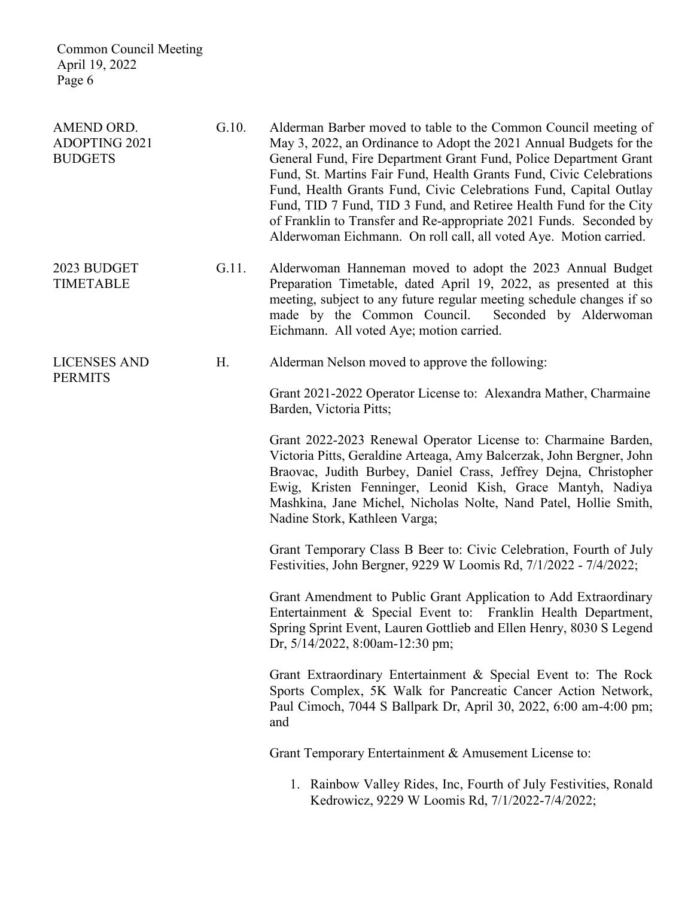AMEND ORD. ADOPTING 2021 BUDGETS

G.10. Alderman Barber moved to table to the Common Council meeting of May 3, 2022, an Ordinance to Adopt the 2021 Annual Budgets for the General Fund, Fire Department Grant Fund, Police Department Grant Fund, St. Martins Fair Fund, Health Grants Fund, Civic Celebrations Fund, Health Grants Fund, Civic Celebrations Fund, Capital Outlay Fund, TID 7 Fund, TID 3 Fund, and Retiree Health Fund for the City of Franklin to Transfer and Re-appropriate 2021 Funds. Seconded by Alderwoman Eichmann. On roll call, all voted Aye. Motion carried.

2023 BUDGET TIMETABLE

G.11. Alderwoman Hanneman moved to adopt the 2023 Annual Budget Preparation Timetable, dated April 19, 2022, as presented at this meeting, subject to any future regular meeting schedule changes if so made by the Common Council. Seconded by Alderwoman Eichmann. All voted Aye; motion carried.

LICENSES AND PERMITS

H. Alderman Nelson moved to approve the following:

Grant 2021-2022 Operator License to: Alexandra Mather, Charmaine Barden, Victoria Pitts;

Grant 2022-2023 Renewal Operator License to: Charmaine Barden, Victoria Pitts, Geraldine Arteaga, Amy Balcerzak, John Bergner, John Braovac, Judith Burbey, Daniel Crass, Jeffrey Dejna, Christopher Ewig, Kristen Fenninger, Leonid Kish, Grace Mantyh, Nadiya Mashkina, Jane Michel, Nicholas Nolte, Nand Patel, Hollie Smith, Nadine Stork, Kathleen Varga;

Grant Temporary Class B Beer to: Civic Celebration, Fourth of July Festivities, John Bergner, 9229 W Loomis Rd, 7/1/2022 - 7/4/2022;

Grant Amendment to Public Grant Application to Add Extraordinary Entertainment & Special Event to: Franklin Health Department, Spring Sprint Event, Lauren Gottlieb and Ellen Henry, 8030 S Legend Dr, 5/14/2022, 8:00am-12:30 pm;

Grant Extraordinary Entertainment & Special Event to: The Rock Sports Complex, 5K Walk for Pancreatic Cancer Action Network, Paul Cimoch, 7044 S Ballpark Dr, April 30, 2022, 6:00 am-4:00 pm; and

Grant Temporary Entertainment & Amusement License to:

1. Rainbow Valley Rides, Inc, Fourth of July Festivities, Ronald Kedrowicz, 9229 W Loomis Rd, 7/1/2022-7/4/2022;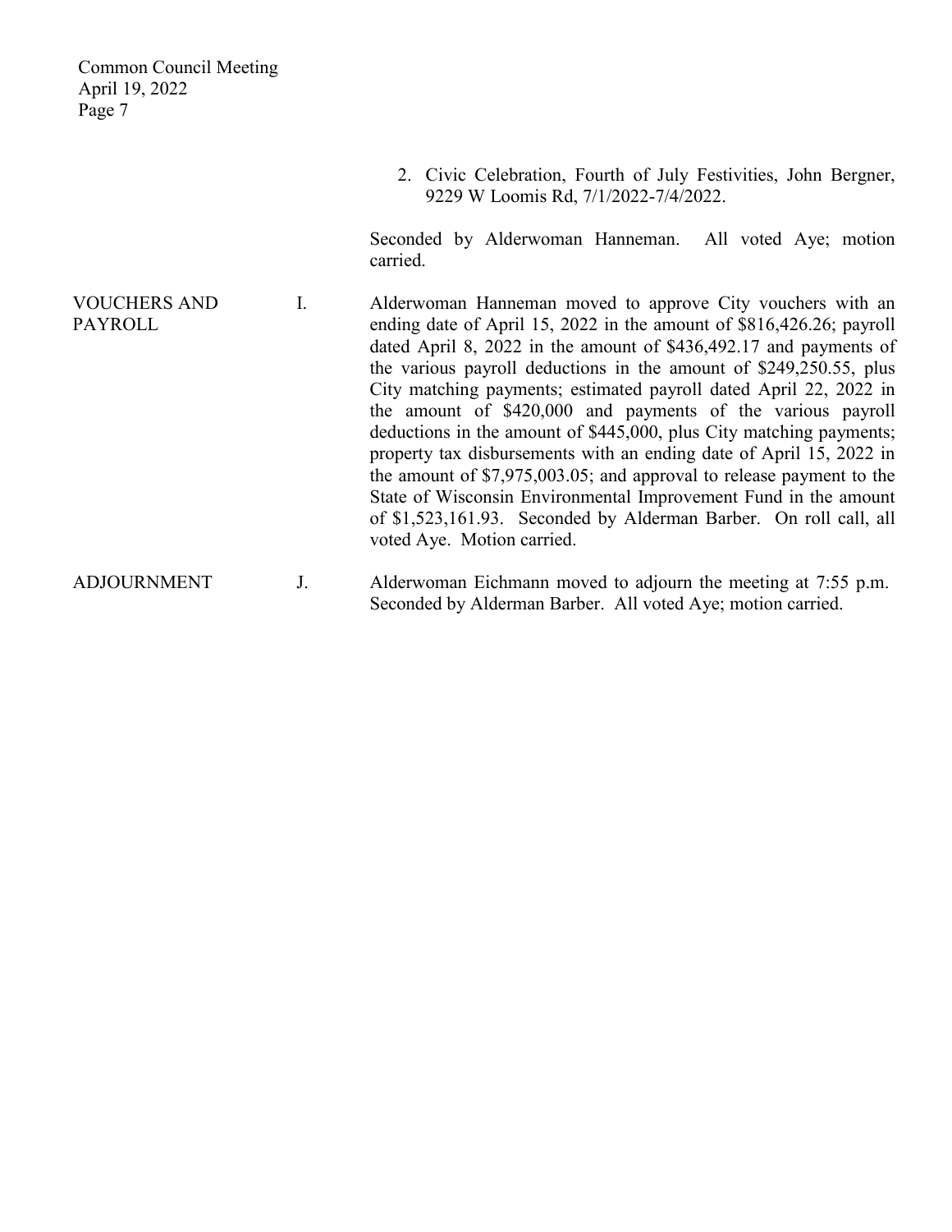2. Civic Celebration, Fourth of July Festivities, John Bergner, 9229 W Loomis Rd, 7/1/2022-7/4/2022.

Seconded by Alderwoman Hanneman. All voted Aye; motion carried.

VOUCHERS AND PAYROLL

I. Alderwoman Hanneman moved to approve City vouchers with an ending date of April 15, 2022 in the amount of $816,426.26; payroll dated April 8, 2022 in the amount of $436,492.17 and payments of the various payroll deductions in the amount of $249,250.55, plus City matching payments; estimated payroll dated April 22, 2022 in the amount of $420,000 and payments of the various payroll deductions in the amount of $445,000, plus City matching payments; property tax disbursements with an ending date of April 15, 2022 in the amount of $7,975,003.05; and approval to release payment to the State of Wisconsin Environmental Improvement Fund in the amount of $1,523,161.93. Seconded by Alderman Barber. On roll call, all voted Aye. Motion carried.

ADJOURNMENT

J. Alderwoman Eichmann moved to adjourn the meeting at 7:55 p.m. Seconded by Alderman Barber. All voted Aye; motion carried.